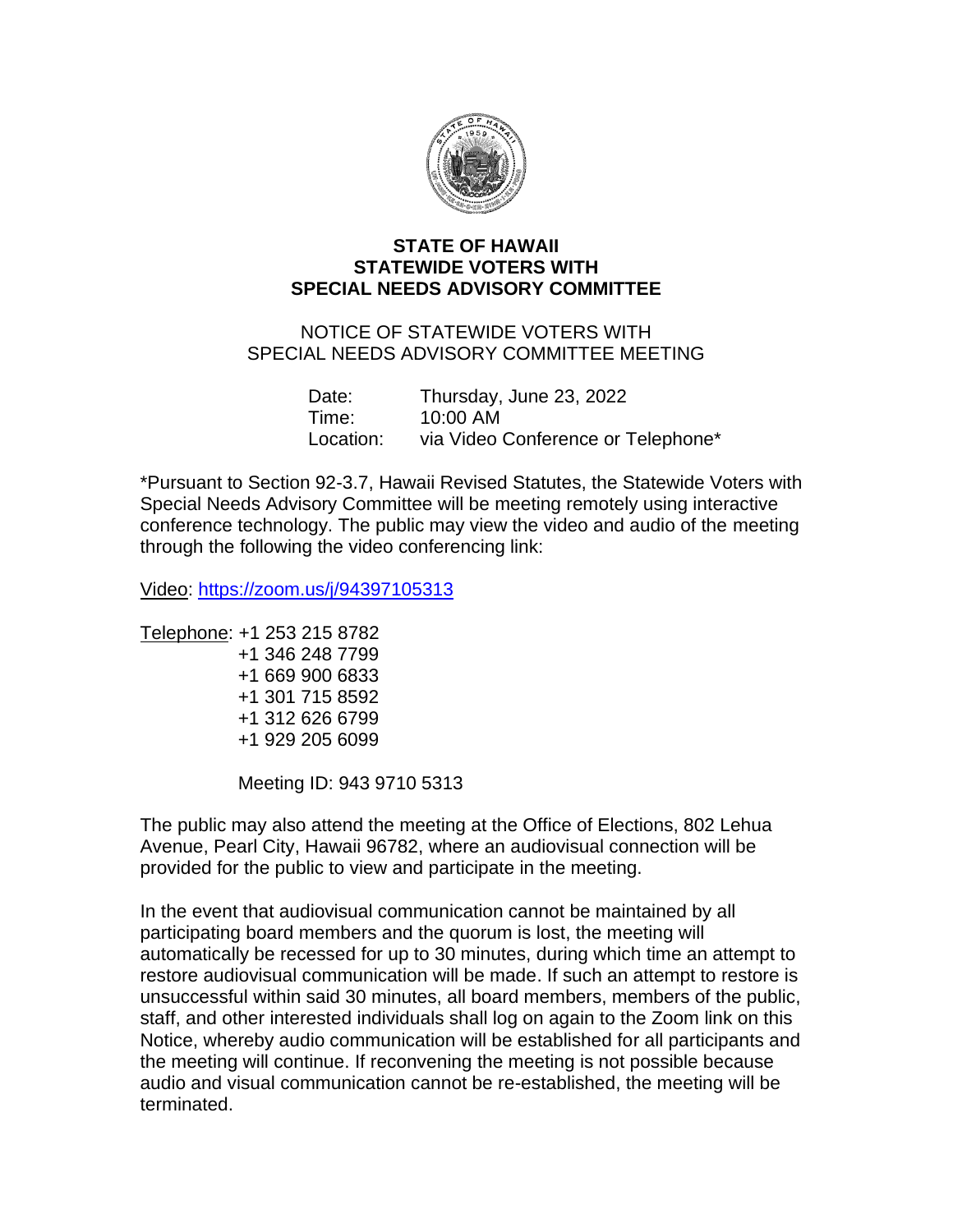# STATE OF HAWAII
# STATEWIDE VOTERS WITH SPECIAL NEEDS ADVISORY COMMITTEE

## NOTICE OF STATEWIDE VOTERS WITH SPECIAL NEEDS ADVISORY COMMITTEE MEETING

| | |
|---|---|
| Date: | Thursday, June 23, 2022 |
| Time: | 10:00 AM |
| Location: | via Video Conference or Telephone* |

*Pursuant to Section 92-3.7, Hawaii Revised Statutes, the Statewide Voters with Special Needs Advisory Committee will be meeting remotely using interactive conference technology. The public may view the video and audio of the meeting through the following the video conferencing link:

Video: https://zoom.us/j/94397105313

Telephone: +1 253 215 8782
+1 346 248 7799
+1 669 900 6833
+1 301 715 8592
+1 312 626 6799
+1 929 205 6099

Meeting ID: 943 9710 5313

The public may also attend the meeting at the Office of Elections, 802 Lehua Avenue, Pearl City, Hawaii 96782, where an audiovisual connection will be provided for the public to view and participate in the meeting.

In the event that audiovisual communication cannot be maintained by all participating board members and the quorum is lost, the meeting will automatically be recessed for up to 30 minutes, during which time an attempt to restore audiovisual communication will be made. If such an attempt to restore is unsuccessful within said 30 minutes, all board members, members of the public, staff, and other interested individuals shall log on again to the Zoom link on this Notice, whereby audio communication will be established for all participants and the meeting will continue. If reconvening the meeting is not possible because audio and visual communication cannot be re-established, the meeting will be terminated.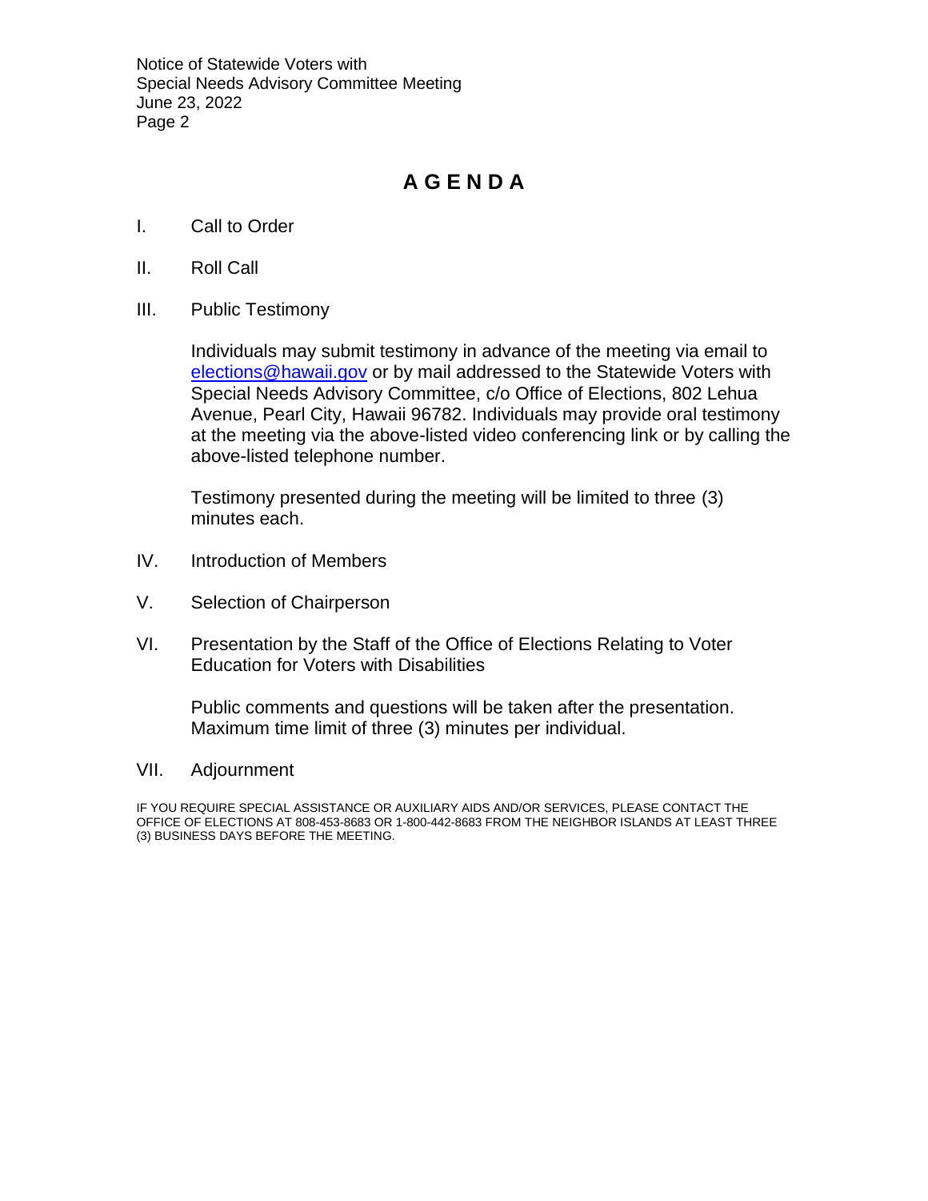# A G E N D A

I. Call to Order

II. Roll Call

III. Public Testimony

Individuals may submit testimony in advance of the meeting via email to elections@hawaii.gov or by mail addressed to the Statewide Voters with Special Needs Advisory Committee, c/o Office of Elections, 802 Lehua Avenue, Pearl City, Hawaii 96782. Individuals may provide oral testimony at the meeting via the above-listed video conferencing link or by calling the above-listed telephone number.

Testimony presented during the meeting will be limited to three (3) minutes each.

IV. Introduction of Members

V. Selection of Chairperson

VI. Presentation by the Staff of the Office of Elections Relating to Voter Education for Voters with Disabilities

Public comments and questions will be taken after the presentation. Maximum time limit of three (3) minutes per individual.

VII. Adjournment

IF YOU REQUIRE SPECIAL ASSISTANCE OR AUXILIARY AIDS AND/OR SERVICES, PLEASE CONTACT THE OFFICE OF ELECTIONS AT 808-453-8683 OR 1-800-442-8683 FROM THE NEIGHBOR ISLANDS AT LEAST THREE (3) BUSINESS DAYS BEFORE THE MEETING.